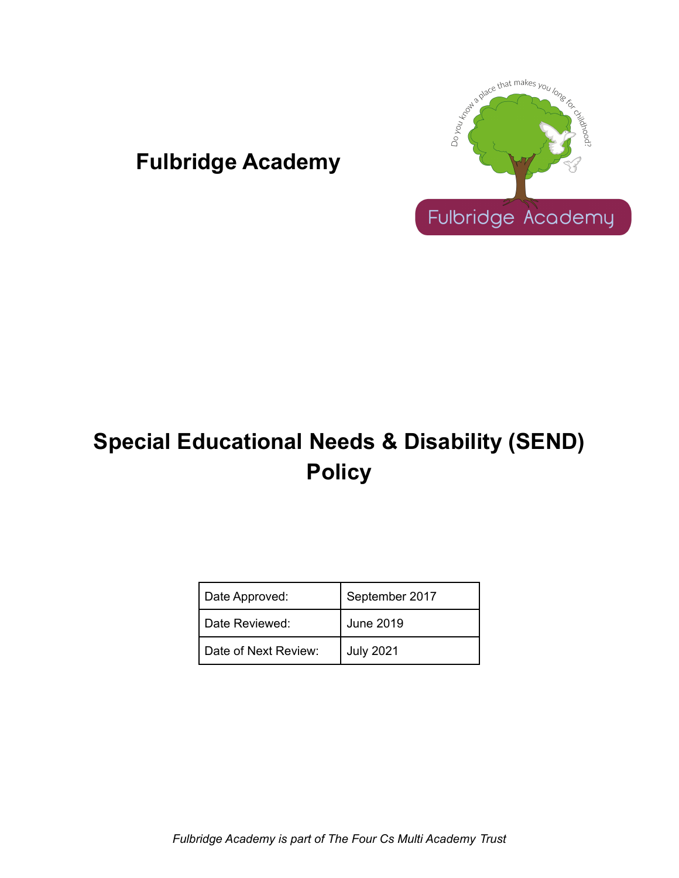# Fulbridge Academy

# Special Educational Needs & Disability (SEND) Policy

| Date Approved: | September 2017 |
|---|---|
| Date Reviewed: | June 2019 |
| Date of Next Review: | July 2021 |

*Fulbridge Academy is part of The Four Cs Multi Academy Trust*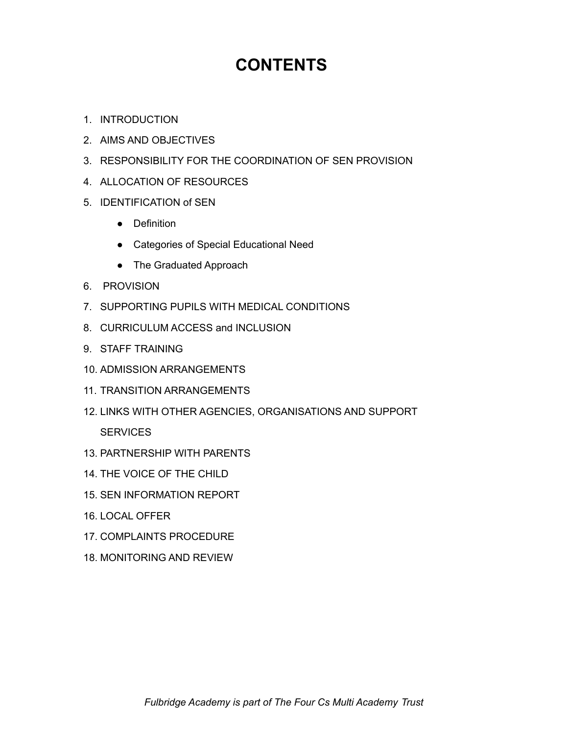# CONTENTS

1. INTRODUCTION
2. AIMS AND OBJECTIVES
3. RESPONSIBILITY FOR THE COORDINATION OF SEN PROVISION
4. ALLOCATION OF RESOURCES
5. IDENTIFICATION of SEN
    - Definition
    - Categories of Special Educational Need
    - The Graduated Approach
6. PROVISION
7. SUPPORTING PUPILS WITH MEDICAL CONDITIONS
8. CURRICULUM ACCESS and INCLUSION
9. STAFF TRAINING
10. ADMISSION ARRANGEMENTS
11. TRANSITION ARRANGEMENTS
12. LINKS WITH OTHER AGENCIES, ORGANISATIONS AND SUPPORT SERVICES
13. PARTNERSHIP WITH PARENTS
14. THE VOICE OF THE CHILD
15. SEN INFORMATION REPORT
16. LOCAL OFFER
17. COMPLAINTS PROCEDURE
18. MONITORING AND REVIEW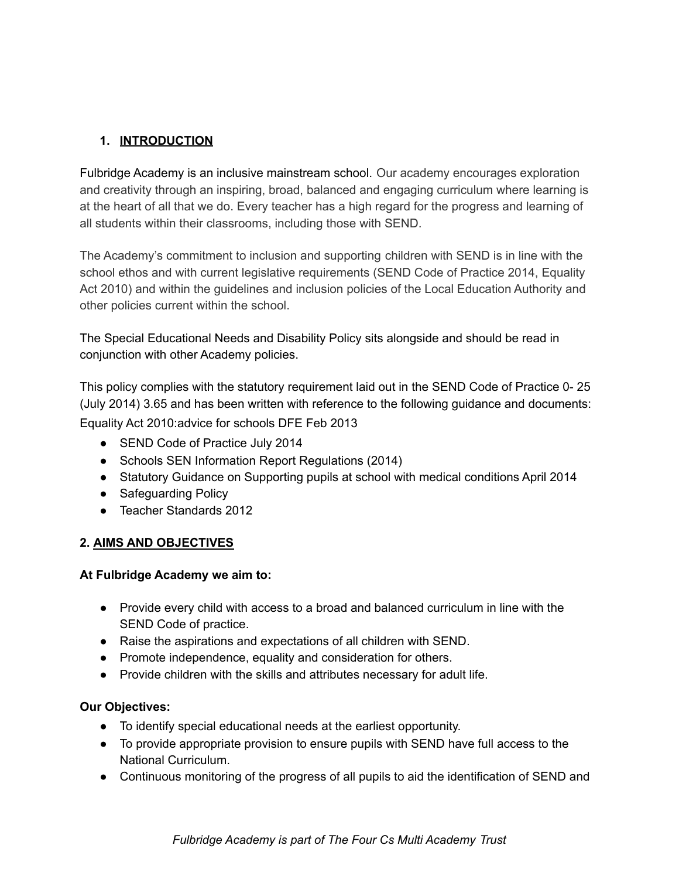## 1. INTRODUCTION

Fulbridge Academy is an inclusive mainstream school. Our academy encourages exploration and creativity through an inspiring, broad, balanced and engaging curriculum where learning is at the heart of all that we do. Every teacher has a high regard for the progress and learning of all students within their classrooms, including those with SEND.

The Academy's commitment to inclusion and supporting children with SEND is in line with the school ethos and with current legislative requirements (SEND Code of Practice 2014, Equality Act 2010) and within the guidelines and inclusion policies of the Local Education Authority and other policies current within the school.

The Special Educational Needs and Disability Policy sits alongside and should be read in conjunction with other Academy policies.

This policy complies with the statutory requirement laid out in the SEND Code of Practice 0- 25 (July 2014) 3.65 and has been written with reference to the following guidance and documents: Equality Act 2010:advice for schools DFE Feb 2013

- SEND Code of Practice July 2014
- Schools SEN Information Report Regulations (2014)
- Statutory Guidance on Supporting pupils at school with medical conditions April 2014
- Safeguarding Policy
- Teacher Standards 2012

## 2. AIMS AND OBJECTIVES

**At Fulbridge Academy we aim to:**

- Provide every child with access to a broad and balanced curriculum in line with the SEND Code of practice.
- Raise the aspirations and expectations of all children with SEND.
- Promote independence, equality and consideration for others.
- Provide children with the skills and attributes necessary for adult life.

**Our Objectives:**

- To identify special educational needs at the earliest opportunity.
- To provide appropriate provision to ensure pupils with SEND have full access to the National Curriculum.
- Continuous monitoring of the progress of all pupils to aid the identification of SEND and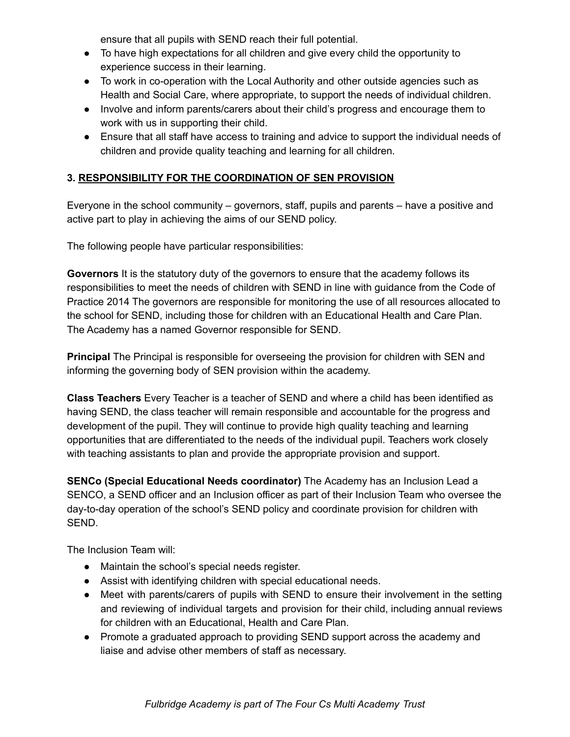ensure that all pupils with SEND reach their full potential.

- To have high expectations for all children and give every child the opportunity to experience success in their learning.
- To work in co-operation with the Local Authority and other outside agencies such as Health and Social Care, where appropriate, to support the needs of individual children.
- Involve and inform parents/carers about their child's progress and encourage them to work with us in supporting their child.
- Ensure that all staff have access to training and advice to support the individual needs of children and provide quality teaching and learning for all children.

## 3. RESPONSIBILITY FOR THE COORDINATION OF SEN PROVISION

Everyone in the school community – governors, staff, pupils and parents – have a positive and active part to play in achieving the aims of our SEND policy.

The following people have particular responsibilities:

**Governors** It is the statutory duty of the governors to ensure that the academy follows its responsibilities to meet the needs of children with SEND in line with guidance from the Code of Practice 2014 The governors are responsible for monitoring the use of all resources allocated to the school for SEND, including those for children with an Educational Health and Care Plan. The Academy has a named Governor responsible for SEND.

**Principal** The Principal is responsible for overseeing the provision for children with SEN and informing the governing body of SEN provision within the academy.

**Class Teachers** Every Teacher is a teacher of SEND and where a child has been identified as having SEND, the class teacher will remain responsible and accountable for the progress and development of the pupil. They will continue to provide high quality teaching and learning opportunities that are differentiated to the needs of the individual pupil. Teachers work closely with teaching assistants to plan and provide the appropriate provision and support.

**SENCo (Special Educational Needs coordinator)** The Academy has an Inclusion Lead a SENCO, a SEND officer and an Inclusion officer as part of their Inclusion Team who oversee the day-to-day operation of the school's SEND policy and coordinate provision for children with SEND.

The Inclusion Team will:

- Maintain the school's special needs register.
- Assist with identifying children with special educational needs.
- Meet with parents/carers of pupils with SEND to ensure their involvement in the setting and reviewing of individual targets and provision for their child, including annual reviews for children with an Educational, Health and Care Plan.
- Promote a graduated approach to providing SEND support across the academy and liaise and advise other members of staff as necessary.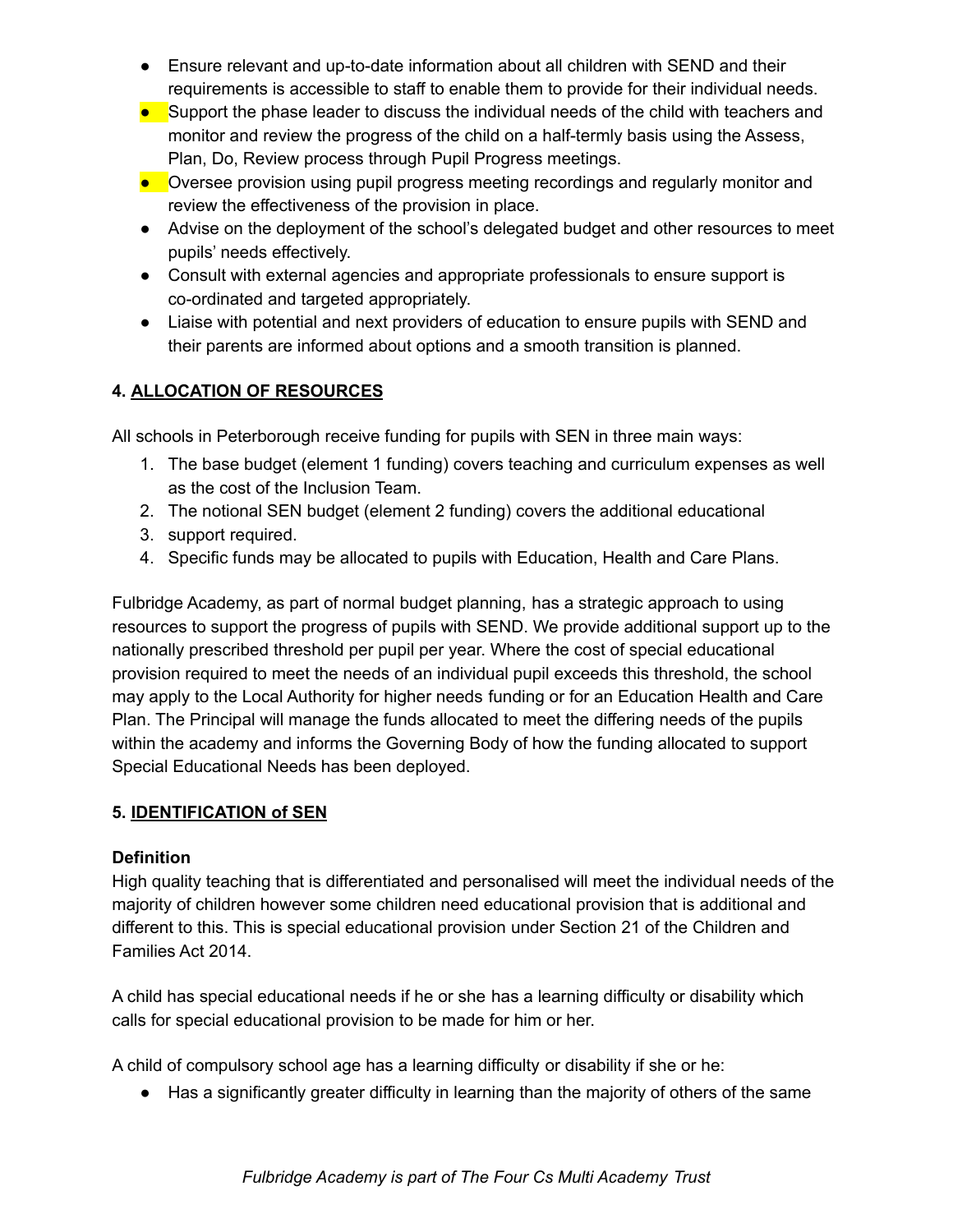- Ensure relevant and up-to-date information about all children with SEND and their requirements is accessible to staff to enable them to provide for their individual needs.
- Support the phase leader to discuss the individual needs of the child with teachers and monitor and review the progress of the child on a half-termly basis using the Assess, Plan, Do, Review process through Pupil Progress meetings.
- Oversee provision using pupil progress meeting recordings and regularly monitor and review the effectiveness of the provision in place.
- Advise on the deployment of the school's delegated budget and other resources to meet pupils' needs effectively.
- Consult with external agencies and appropriate professionals to ensure support is co-ordinated and targeted appropriately.
- Liaise with potential and next providers of education to ensure pupils with SEND and their parents are informed about options and a smooth transition is planned.

## 4. ALLOCATION OF RESOURCES

All schools in Peterborough receive funding for pupils with SEN in three main ways:

1. The base budget (element 1 funding) covers teaching and curriculum expenses as well as the cost of the Inclusion Team.
2. The notional SEN budget (element 2 funding) covers the additional educational
3. support required.
4. Specific funds may be allocated to pupils with Education, Health and Care Plans.

Fulbridge Academy, as part of normal budget planning, has a strategic approach to using resources to support the progress of pupils with SEND. We provide additional support up to the nationally prescribed threshold per pupil per year. Where the cost of special educational provision required to meet the needs of an individual pupil exceeds this threshold, the school may apply to the Local Authority for higher needs funding or for an Education Health and Care Plan. The Principal will manage the funds allocated to meet the differing needs of the pupils within the academy and informs the Governing Body of how the funding allocated to support Special Educational Needs has been deployed.

## 5. IDENTIFICATION of SEN

**Definition**

High quality teaching that is differentiated and personalised will meet the individual needs of the majority of children however some children need educational provision that is additional and different to this. This is special educational provision under Section 21 of the Children and Families Act 2014.

A child has special educational needs if he or she has a learning difficulty or disability which calls for special educational provision to be made for him or her.

A child of compulsory school age has a learning difficulty or disability if she or he:

- Has a significantly greater difficulty in learning than the majority of others of the same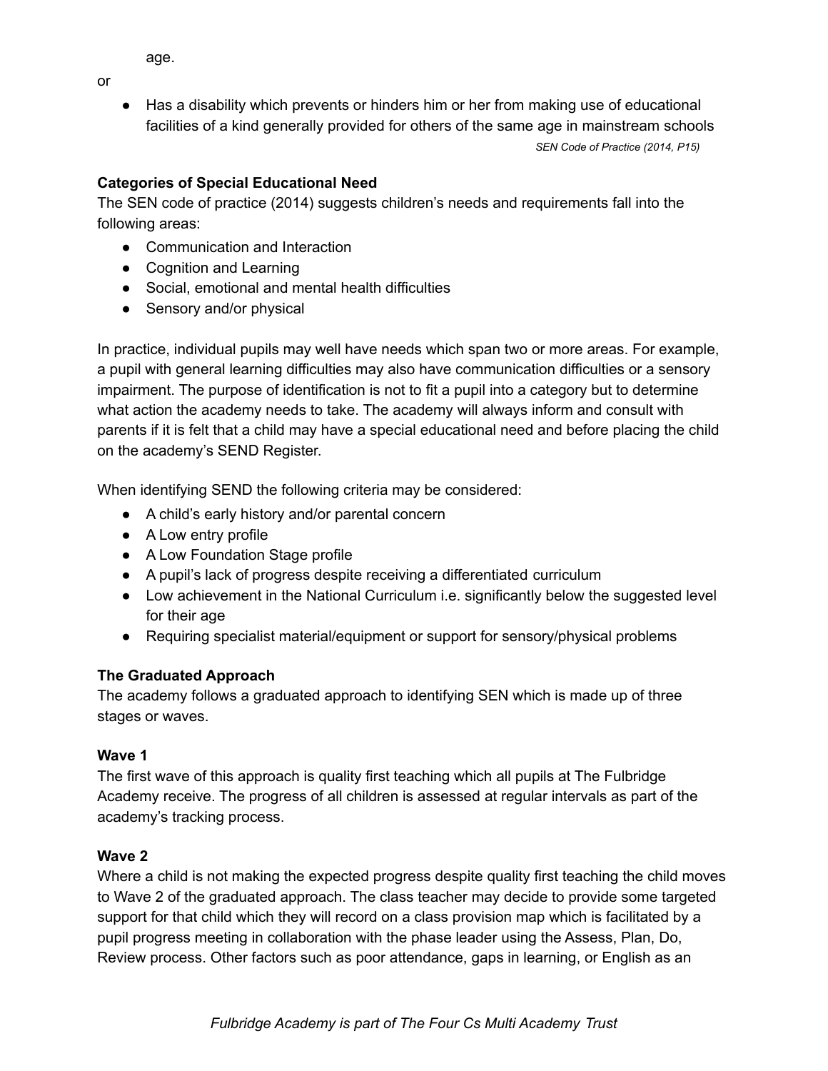age.

or

- Has a disability which prevents or hinders him or her from making use of educational facilities of a kind generally provided for others of the same age in mainstream schools

*SEN Code of Practice (2014, P15)*

**Categories of Special Educational Need**

The SEN code of practice (2014) suggests children's needs and requirements fall into the following areas:

- Communication and Interaction
- Cognition and Learning
- Social, emotional and mental health difficulties
- Sensory and/or physical

In practice, individual pupils may well have needs which span two or more areas. For example, a pupil with general learning difficulties may also have communication difficulties or a sensory impairment. The purpose of identification is not to fit a pupil into a category but to determine what action the academy needs to take. The academy will always inform and consult with parents if it is felt that a child may have a special educational need and before placing the child on the academy's SEND Register.

When identifying SEND the following criteria may be considered:

- A child's early history and/or parental concern
- A Low entry profile
- A Low Foundation Stage profile
- A pupil's lack of progress despite receiving a differentiated curriculum
- Low achievement in the National Curriculum i.e. significantly below the suggested level for their age
- Requiring specialist material/equipment or support for sensory/physical problems

**The Graduated Approach**

The academy follows a graduated approach to identifying SEN which is made up of three stages or waves.

**Wave 1**

The first wave of this approach is quality first teaching which all pupils at The Fulbridge Academy receive. The progress of all children is assessed at regular intervals as part of the academy's tracking process.

**Wave 2**

Where a child is not making the expected progress despite quality first teaching the child moves to Wave 2 of the graduated approach. The class teacher may decide to provide some targeted support for that child which they will record on a class provision map which is facilitated by a pupil progress meeting in collaboration with the phase leader using the Assess, Plan, Do, Review process. Other factors such as poor attendance, gaps in learning, or English as an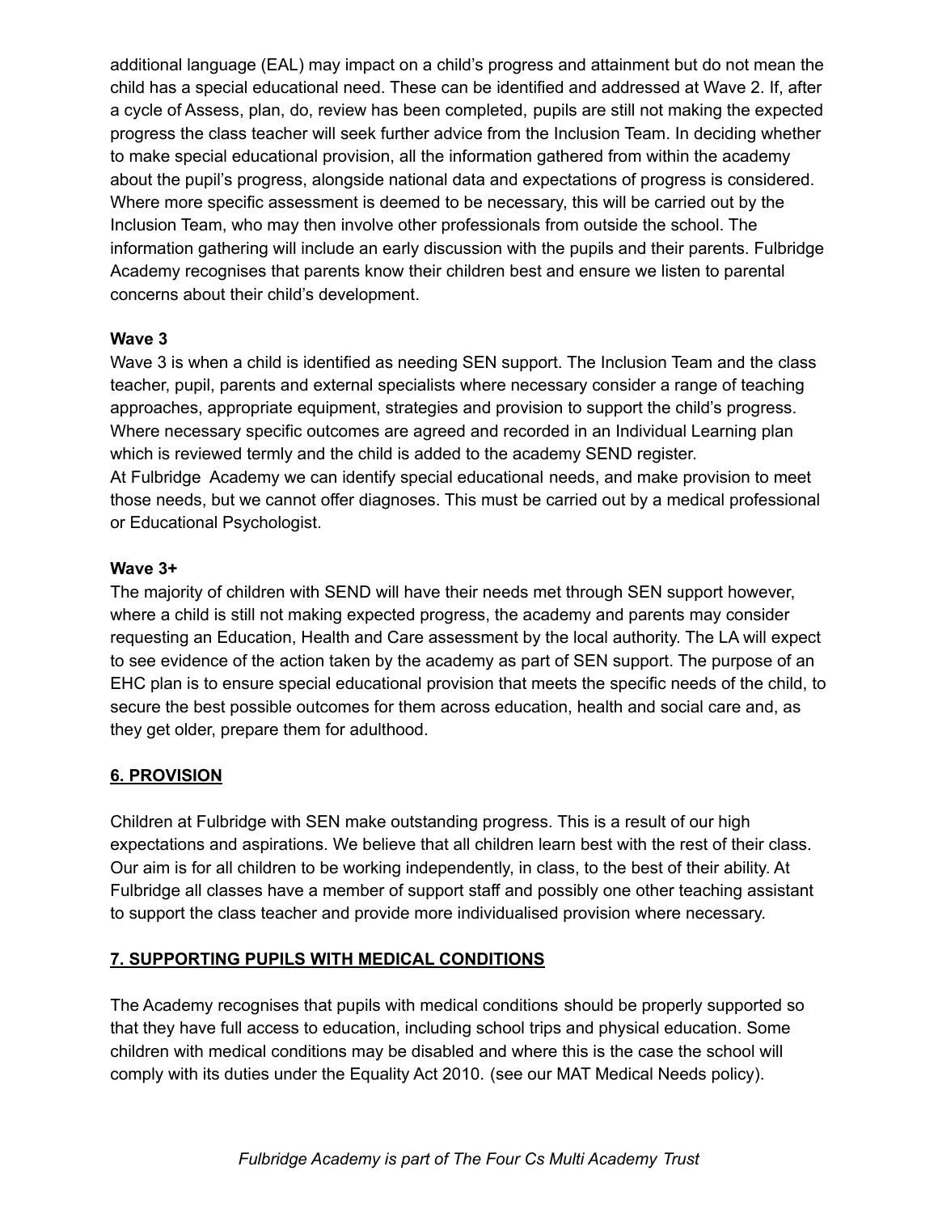additional language (EAL) may impact on a child's progress and attainment but do not mean the child has a special educational need. These can be identified and addressed at Wave 2. If, after a cycle of Assess, plan, do, review has been completed, pupils are still not making the expected progress the class teacher will seek further advice from the Inclusion Team. In deciding whether to make special educational provision, all the information gathered from within the academy about the pupil's progress, alongside national data and expectations of progress is considered. Where more specific assessment is deemed to be necessary, this will be carried out by the Inclusion Team, who may then involve other professionals from outside the school. The information gathering will include an early discussion with the pupils and their parents. Fulbridge Academy recognises that parents know their children best and ensure we listen to parental concerns about their child's development.

**Wave 3**

Wave 3 is when a child is identified as needing SEN support. The Inclusion Team and the class teacher, pupil, parents and external specialists where necessary consider a range of teaching approaches, appropriate equipment, strategies and provision to support the child's progress. Where necessary specific outcomes are agreed and recorded in an Individual Learning plan which is reviewed termly and the child is added to the academy SEND register.
At Fulbridge Academy we can identify special educational needs, and make provision to meet those needs, but we cannot offer diagnoses. This must be carried out by a medical professional or Educational Psychologist.

**Wave 3+**

The majority of children with SEND will have their needs met through SEN support however, where a child is still not making expected progress, the academy and parents may consider requesting an Education, Health and Care assessment by the local authority. The LA will expect to see evidence of the action taken by the academy as part of SEN support. The purpose of an EHC plan is to ensure special educational provision that meets the specific needs of the child, to secure the best possible outcomes for them across education, health and social care and, as they get older, prepare them for adulthood.

## 6. PROVISION

Children at Fulbridge with SEN make outstanding progress. This is a result of our high expectations and aspirations. We believe that all children learn best with the rest of their class. Our aim is for all children to be working independently, in class, to the best of their ability. At Fulbridge all classes have a member of support staff and possibly one other teaching assistant to support the class teacher and provide more individualised provision where necessary.

## 7. SUPPORTING PUPILS WITH MEDICAL CONDITIONS

The Academy recognises that pupils with medical conditions should be properly supported so that they have full access to education, including school trips and physical education. Some children with medical conditions may be disabled and where this is the case the school will comply with its duties under the Equality Act 2010. (see our MAT Medical Needs policy).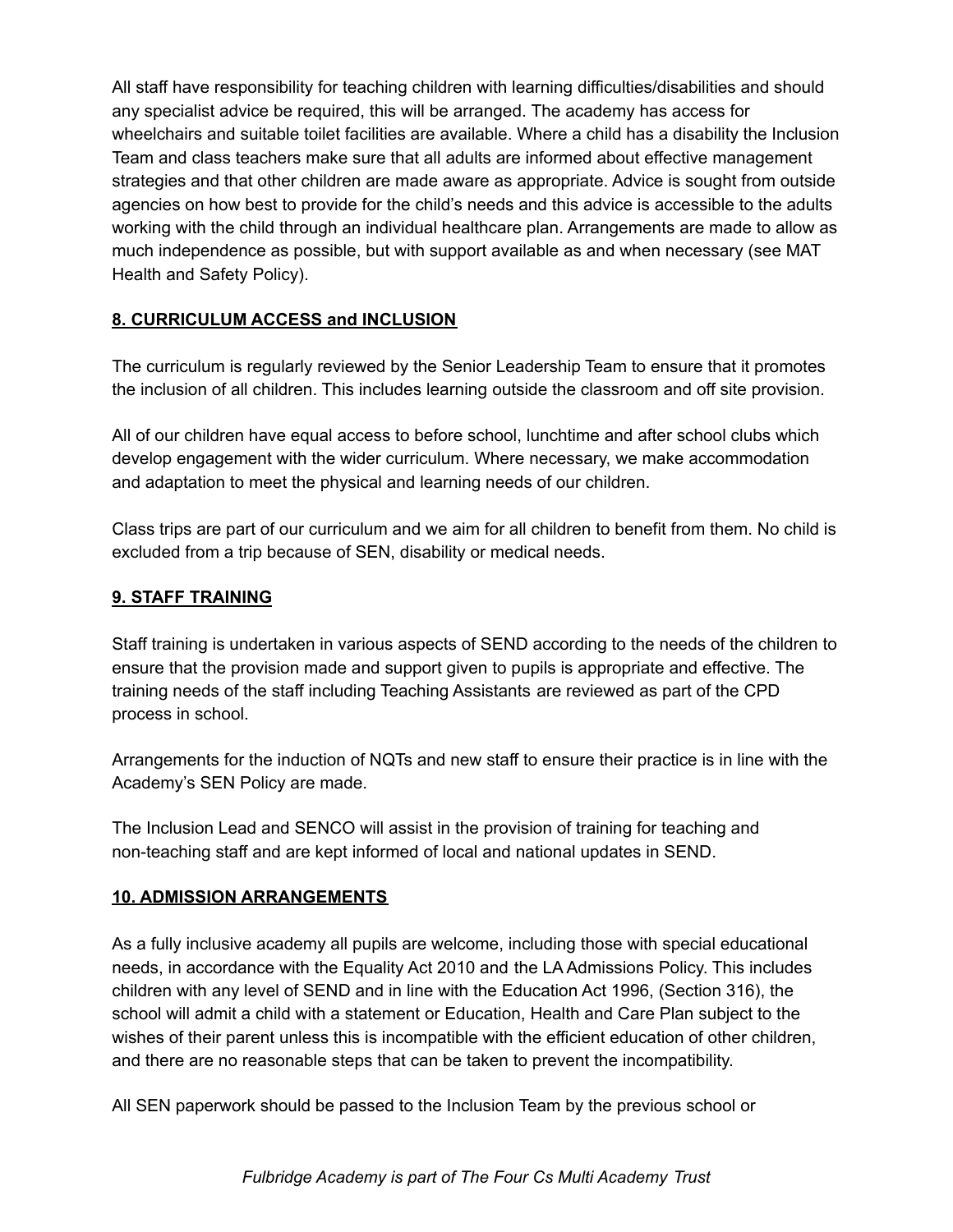All staff have responsibility for teaching children with learning difficulties/disabilities and should any specialist advice be required, this will be arranged. The academy has access for wheelchairs and suitable toilet facilities are available. Where a child has a disability the Inclusion Team and class teachers make sure that all adults are informed about effective management strategies and that other children are made aware as appropriate. Advice is sought from outside agencies on how best to provide for the child's needs and this advice is accessible to the adults working with the child through an individual healthcare plan. Arrangements are made to allow as much independence as possible, but with support available as and when necessary (see MAT Health and Safety Policy).

## 8. CURRICULUM ACCESS and INCLUSION

The curriculum is regularly reviewed by the Senior Leadership Team to ensure that it promotes the inclusion of all children. This includes learning outside the classroom and off site provision.

All of our children have equal access to before school, lunchtime and after school clubs which develop engagement with the wider curriculum. Where necessary, we make accommodation and adaptation to meet the physical and learning needs of our children.

Class trips are part of our curriculum and we aim for all children to benefit from them. No child is excluded from a trip because of SEN, disability or medical needs.

## 9. STAFF TRAINING

Staff training is undertaken in various aspects of SEND according to the needs of the children to ensure that the provision made and support given to pupils is appropriate and effective. The training needs of the staff including Teaching Assistants are reviewed as part of the CPD process in school.

Arrangements for the induction of NQTs and new staff to ensure their practice is in line with the Academy's SEN Policy are made.

The Inclusion Lead and SENCO will assist in the provision of training for teaching and non-teaching staff and are kept informed of local and national updates in SEND.

## 10. ADMISSION ARRANGEMENTS

As a fully inclusive academy all pupils are welcome, including those with special educational needs, in accordance with the Equality Act 2010 and the LA Admissions Policy. This includes children with any level of SEND and in line with the Education Act 1996, (Section 316), the school will admit a child with a statement or Education, Health and Care Plan subject to the wishes of their parent unless this is incompatible with the efficient education of other children, and there are no reasonable steps that can be taken to prevent the incompatibility.

All SEN paperwork should be passed to the Inclusion Team by the previous school or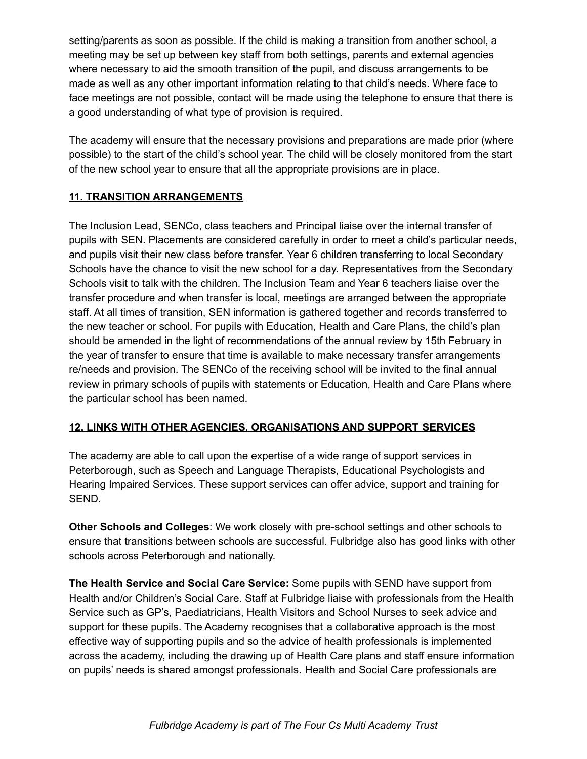setting/parents as soon as possible. If the child is making a transition from another school, a meeting may be set up between key staff from both settings, parents and external agencies where necessary to aid the smooth transition of the pupil, and discuss arrangements to be made as well as any other important information relating to that child's needs. Where face to face meetings are not possible, contact will be made using the telephone to ensure that there is a good understanding of what type of provision is required.

The academy will ensure that the necessary provisions and preparations are made prior (where possible) to the start of the child's school year. The child will be closely monitored from the start of the new school year to ensure that all the appropriate provisions are in place.

## 11. TRANSITION ARRANGEMENTS

The Inclusion Lead, SENCo, class teachers and Principal liaise over the internal transfer of pupils with SEN. Placements are considered carefully in order to meet a child's particular needs, and pupils visit their new class before transfer. Year 6 children transferring to local Secondary Schools have the chance to visit the new school for a day. Representatives from the Secondary Schools visit to talk with the children. The Inclusion Team and Year 6 teachers liaise over the transfer procedure and when transfer is local, meetings are arranged between the appropriate staff. At all times of transition, SEN information is gathered together and records transferred to the new teacher or school. For pupils with Education, Health and Care Plans, the child's plan should be amended in the light of recommendations of the annual review by 15th February in the year of transfer to ensure that time is available to make necessary transfer arrangements re/needs and provision. The SENCo of the receiving school will be invited to the final annual review in primary schools of pupils with statements or Education, Health and Care Plans where the particular school has been named.

## 12. LINKS WITH OTHER AGENCIES, ORGANISATIONS AND SUPPORT SERVICES

The academy are able to call upon the expertise of a wide range of support services in Peterborough, such as Speech and Language Therapists, Educational Psychologists and Hearing Impaired Services. These support services can offer advice, support and training for SEND.

**Other Schools and Colleges**: We work closely with pre-school settings and other schools to ensure that transitions between schools are successful. Fulbridge also has good links with other schools across Peterborough and nationally.

**The Health Service and Social Care Service:** Some pupils with SEND have support from Health and/or Children's Social Care. Staff at Fulbridge liaise with professionals from the Health Service such as GP's, Paediatricians, Health Visitors and School Nurses to seek advice and support for these pupils. The Academy recognises that a collaborative approach is the most effective way of supporting pupils and so the advice of health professionals is implemented across the academy, including the drawing up of Health Care plans and staff ensure information on pupils' needs is shared amongst professionals. Health and Social Care professionals are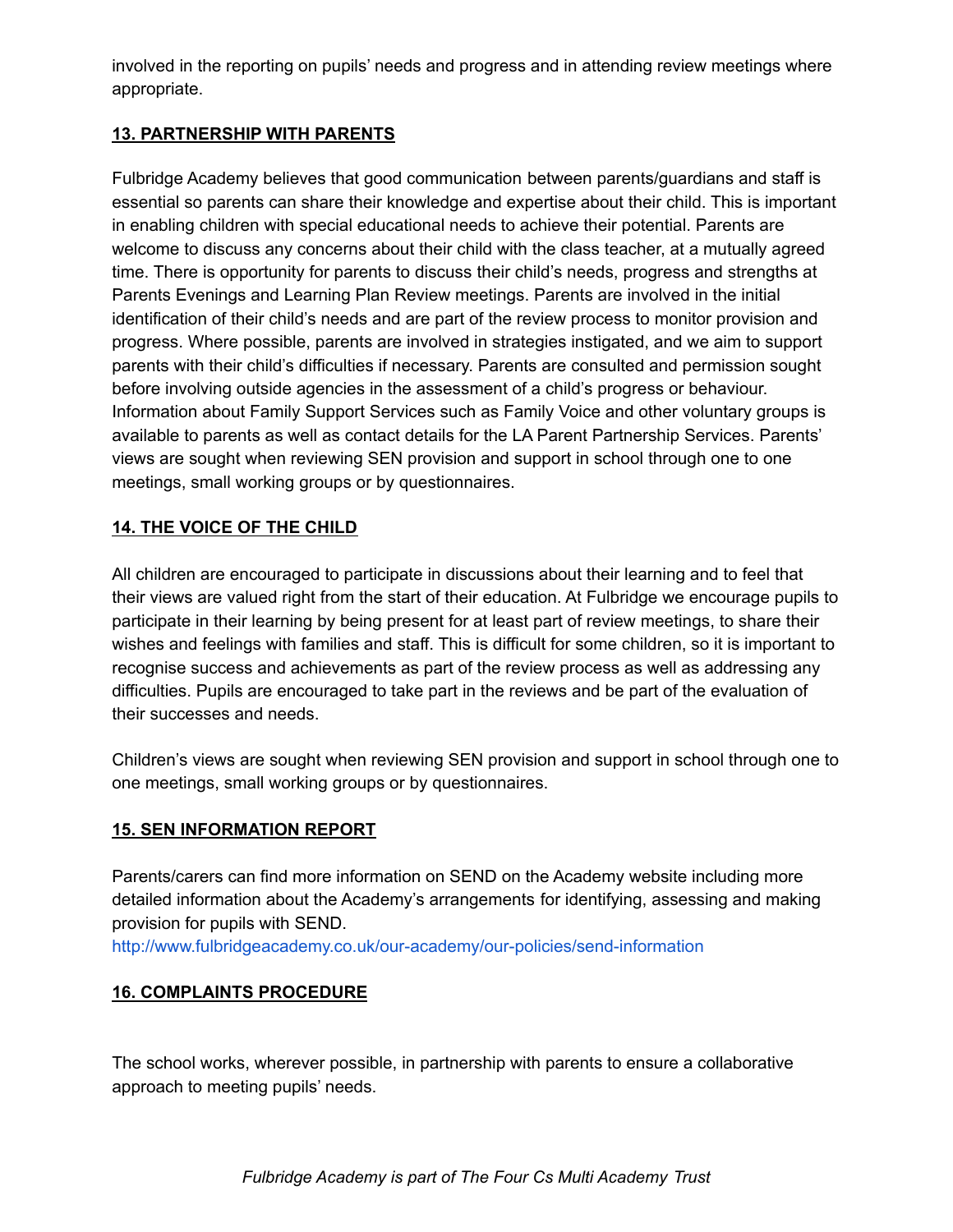involved in the reporting on pupils' needs and progress and in attending review meetings where appropriate.

## 13. PARTNERSHIP WITH PARENTS

Fulbridge Academy believes that good communication between parents/guardians and staff is essential so parents can share their knowledge and expertise about their child. This is important in enabling children with special educational needs to achieve their potential. Parents are welcome to discuss any concerns about their child with the class teacher, at a mutually agreed time. There is opportunity for parents to discuss their child's needs, progress and strengths at Parents Evenings and Learning Plan Review meetings. Parents are involved in the initial identification of their child's needs and are part of the review process to monitor provision and progress. Where possible, parents are involved in strategies instigated, and we aim to support parents with their child's difficulties if necessary. Parents are consulted and permission sought before involving outside agencies in the assessment of a child's progress or behaviour. Information about Family Support Services such as Family Voice and other voluntary groups is available to parents as well as contact details for the LA Parent Partnership Services. Parents' views are sought when reviewing SEN provision and support in school through one to one meetings, small working groups or by questionnaires.

## 14. THE VOICE OF THE CHILD

All children are encouraged to participate in discussions about their learning and to feel that their views are valued right from the start of their education. At Fulbridge we encourage pupils to participate in their learning by being present for at least part of review meetings, to share their wishes and feelings with families and staff. This is difficult for some children, so it is important to recognise success and achievements as part of the review process as well as addressing any difficulties. Pupils are encouraged to take part in the reviews and be part of the evaluation of their successes and needs.

Children's views are sought when reviewing SEN provision and support in school through one to one meetings, small working groups or by questionnaires.

## 15. SEN INFORMATION REPORT

Parents/carers can find more information on SEND on the Academy website including more detailed information about the Academy's arrangements for identifying, assessing and making provision for pupils with SEND.
http://www.fulbridgeacademy.co.uk/our-academy/our-policies/send-information

## 16. COMPLAINTS PROCEDURE

The school works, wherever possible, in partnership with parents to ensure a collaborative approach to meeting pupils' needs.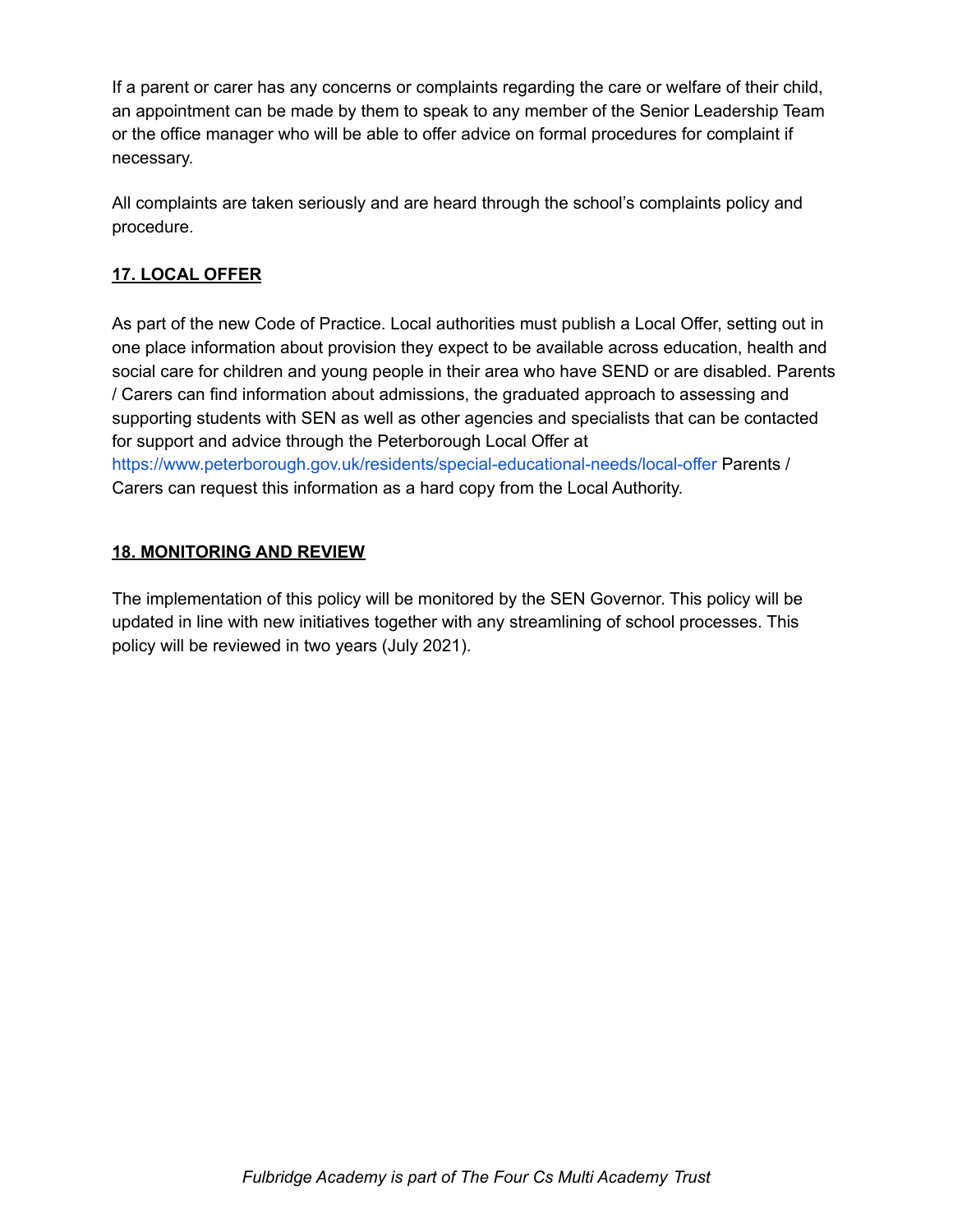If a parent or carer has any concerns or complaints regarding the care or welfare of their child, an appointment can be made by them to speak to any member of the Senior Leadership Team or the office manager who will be able to offer advice on formal procedures for complaint if necessary.

All complaints are taken seriously and are heard through the school's complaints policy and procedure.

## 17. LOCAL OFFER

As part of the new Code of Practice. Local authorities must publish a Local Offer, setting out in one place information about provision they expect to be available across education, health and social care for children and young people in their area who have SEND or are disabled. Parents / Carers can find information about admissions, the graduated approach to assessing and supporting students with SEN as well as other agencies and specialists that can be contacted for support and advice through the Peterborough Local Offer at https://www.peterborough.gov.uk/residents/special-educational-needs/local-offer Parents / Carers can request this information as a hard copy from the Local Authority.

## 18. MONITORING AND REVIEW

The implementation of this policy will be monitored by the SEN Governor. This policy will be updated in line with new initiatives together with any streamlining of school processes. This policy will be reviewed in two years (July 2021).